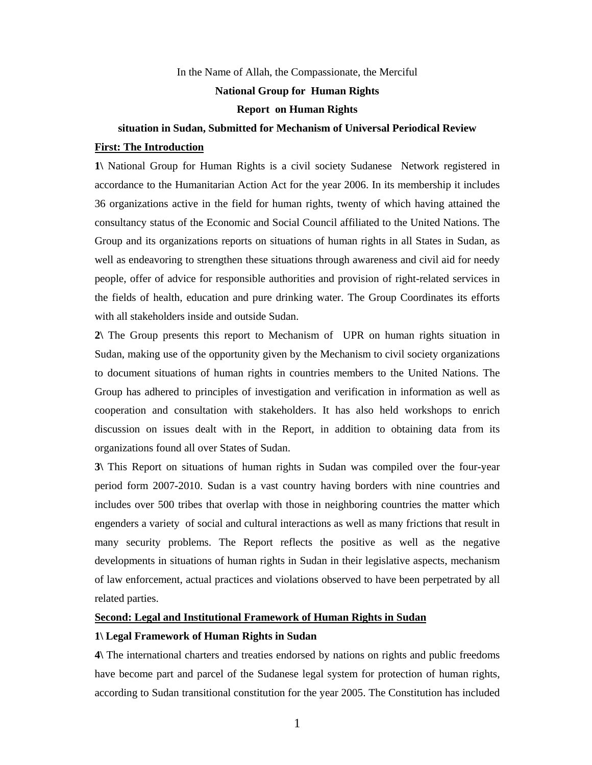In the Name of Allah, the Compassionate, the Merciful

**National Group for Human Rights**

**Report on Human Rights**

**situation in Sudan, Submitted for Mechanism of Universal Periodical Review**

## First: The Introduction

**1\\** National Group for Human Rights is a civil society Sudanese Network registered in accordance to the Humanitarian Action Act for the year 2006. In its membership it includes 36 organizations active in the field for human rights, twenty of which having attained the consultancy status of the Economic and Social Council affiliated to the United Nations. The Group and its organizations reports on situations of human rights in all States in Sudan, as well as endeavoring to strengthen these situations through awareness and civil aid for needy people, offer of advice for responsible authorities and provision of right-related services in the fields of health, education and pure drinking water. The Group Coordinates its efforts with all stakeholders inside and outside Sudan.

**2\\** The Group presents this report to Mechanism of UPR on human rights situation in Sudan, making use of the opportunity given by the Mechanism to civil society organizations to document situations of human rights in countries members to the United Nations. The Group has adhered to principles of investigation and verification in information as well as cooperation and consultation with stakeholders. It has also held workshops to enrich discussion on issues dealt with in the Report, in addition to obtaining data from its organizations found all over States of Sudan.

**3\\** This Report on situations of human rights in Sudan was compiled over the four-year period form 2007-2010. Sudan is a vast country having borders with nine countries and includes over 500 tribes that overlap with those in neighboring countries the matter which engenders a variety of social and cultural interactions as well as many frictions that result in many security problems. The Report reflects the positive as well as the negative developments in situations of human rights in Sudan in their legislative aspects, mechanism of law enforcement, actual practices and violations observed to have been perpetrated by all related parties.

## Second: Legal and Institutional Framework of Human Rights in Sudan

### 1\\ Legal Framework of Human Rights in Sudan

**4\\** The international charters and treaties endorsed by nations on rights and public freedoms have become part and parcel of the Sudanese legal system for protection of human rights, according to Sudan transitional constitution for the year 2005. The Constitution has included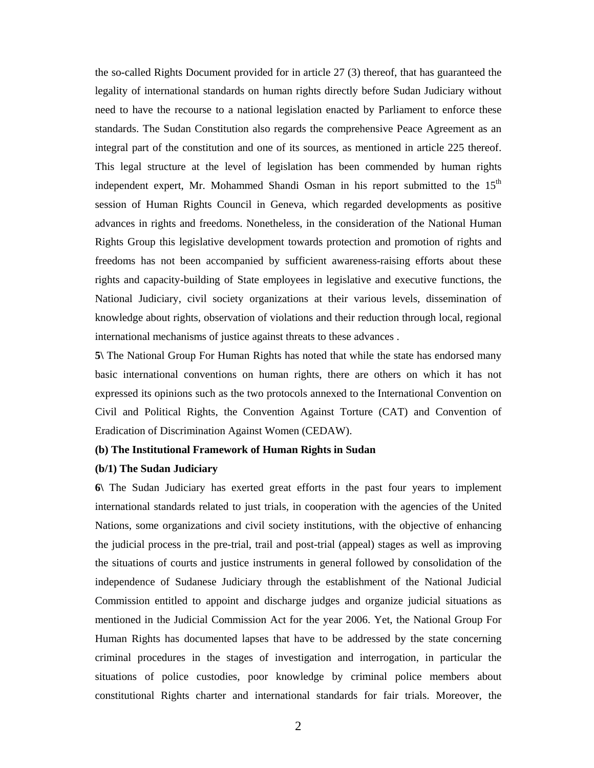the so-called Rights Document provided for in article 27 (3) thereof, that has guaranteed the legality of international standards on human rights directly before Sudan Judiciary without need to have the recourse to a national legislation enacted by Parliament to enforce these standards. The Sudan Constitution also regards the comprehensive Peace Agreement as an integral part of the constitution and one of its sources, as mentioned in article 225 thereof. This legal structure at the level of legislation has been commended by human rights independent expert, Mr. Mohammed Shandi Osman in his report submitted to the 15th session of Human Rights Council in Geneva, which regarded developments as positive advances in rights and freedoms. Nonetheless, in the consideration of the National Human Rights Group this legislative development towards protection and promotion of rights and freedoms has not been accompanied by sufficient awareness-raising efforts about these rights and capacity-building of State employees in legislative and executive functions, the National Judiciary, civil society organizations at their various levels, dissemination of knowledge about rights, observation of violations and their reduction through local, regional international mechanisms of justice against threats to these advances .

**5\** The National Group For Human Rights has noted that while the state has endorsed many basic international conventions on human rights, there are others on which it has not expressed its opinions such as the two protocols annexed to the International Convention on Civil and Political Rights, the Convention Against Torture (CAT) and Convention of Eradication of Discrimination Against Women (CEDAW).

**(b) The Institutional Framework of Human Rights in Sudan**

**(b/1) The Sudan Judiciary**

**6\** The Sudan Judiciary has exerted great efforts in the past four years to implement international standards related to just trials, in cooperation with the agencies of the United Nations, some organizations and civil society institutions, with the objective of enhancing the judicial process in the pre-trial, trail and post-trial (appeal) stages as well as improving the situations of courts and justice instruments in general followed by consolidation of the independence of Sudanese Judiciary through the establishment of the National Judicial Commission entitled to appoint and discharge judges and organize judicial situations as mentioned in the Judicial Commission Act for the year 2006. Yet, the National Group For Human Rights has documented lapses that have to be addressed by the state concerning criminal procedures in the stages of investigation and interrogation, in particular the situations of police custodies, poor knowledge by criminal police members about constitutional Rights charter and international standards for fair trials. Moreover, the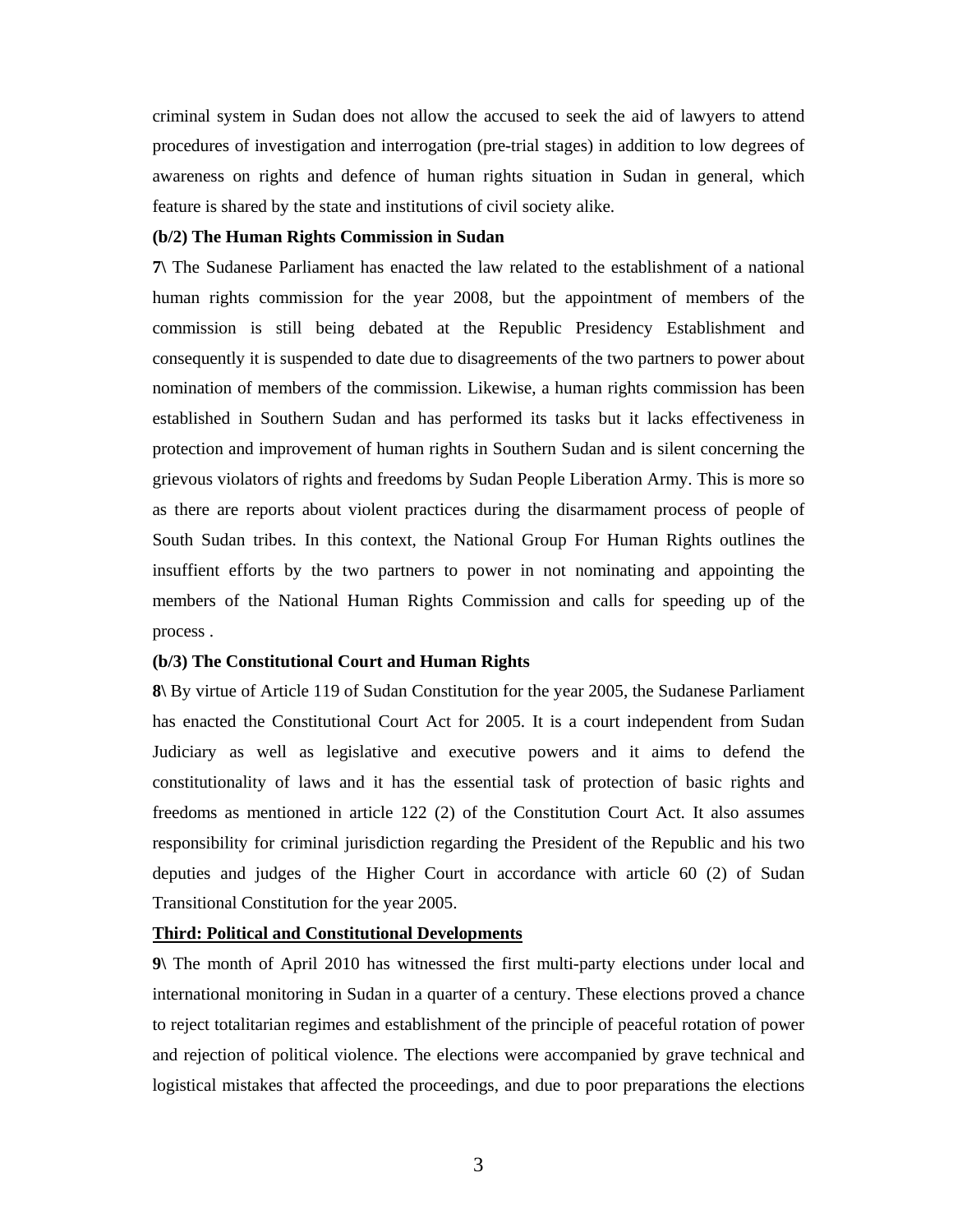criminal system in Sudan does not allow the accused to seek the aid of lawyers to attend procedures of investigation and interrogation (pre-trial stages) in addition to low degrees of awareness on rights and defence of human rights situation in Sudan in general, which feature is shared by the state and institutions of civil society alike.

**(b/2) The Human Rights Commission in Sudan**

**7\** The Sudanese Parliament has enacted the law related to the establishment of a national human rights commission for the year 2008, but the appointment of members of the commission is still being debated at the Republic Presidency Establishment and consequently it is suspended to date due to disagreements of the two partners to power about nomination of members of the commission. Likewise, a human rights commission has been established in Southern Sudan and has performed its tasks but it lacks effectiveness in protection and improvement of human rights in Southern Sudan and is silent concerning the grievous violators of rights and freedoms by Sudan People Liberation Army. This is more so as there are reports about violent practices during the disarmament process of people of South Sudan tribes. In this context, the National Group For Human Rights outlines the insuffient efforts by the two partners to power in not nominating and appointing the members of the National Human Rights Commission and calls for speeding up of the process .

**(b/3) The Constitutional Court and Human Rights**

**8\** By virtue of Article 119 of Sudan Constitution for the year 2005, the Sudanese Parliament has enacted the Constitutional Court Act for 2005. It is a court independent from Sudan Judiciary as well as legislative and executive powers and it aims to defend the constitutionality of laws and it has the essential task of protection of basic rights and freedoms as mentioned in article 122 (2) of the Constitution Court Act. It also assumes responsibility for criminal jurisdiction regarding the President of the Republic and his two deputies and judges of the Higher Court in accordance with article 60 (2) of Sudan Transitional Constitution for the year 2005.

**Third: Political and Constitutional Developments**

**9\** The month of April 2010 has witnessed the first multi-party elections under local and international monitoring in Sudan in a quarter of a century. These elections proved a chance to reject totalitarian regimes and establishment of the principle of peaceful rotation of power and rejection of political violence. The elections were accompanied by grave technical and logistical mistakes that affected the proceedings, and due to poor preparations the elections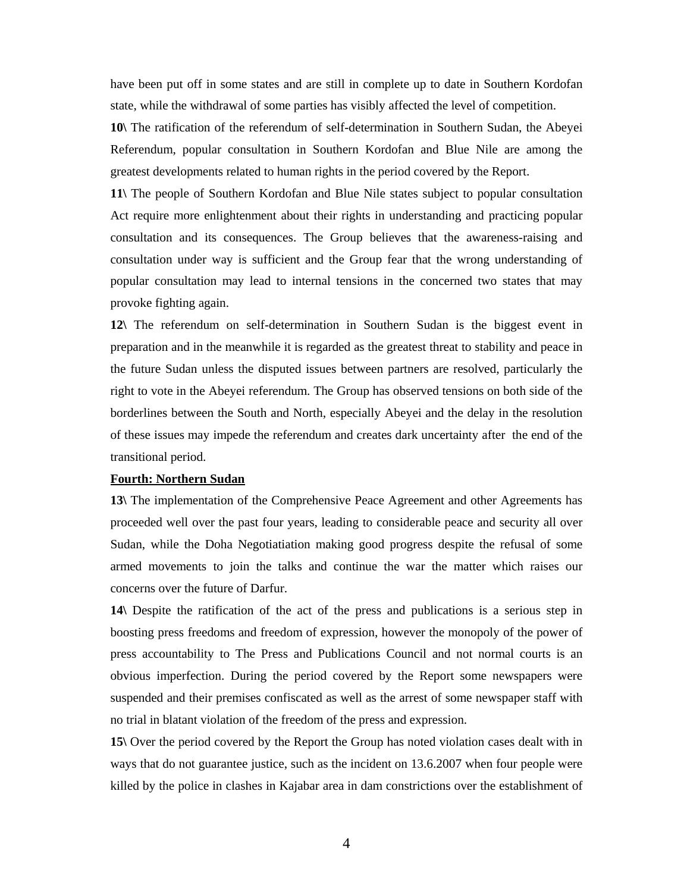have been put off in some states and are still in complete up to date in Southern Kordofan state, while the withdrawal of some parties has visibly affected the level of competition.

**10\** The ratification of the referendum of self-determination in Southern Sudan, the Abeyei Referendum, popular consultation in Southern Kordofan and Blue Nile are among the greatest developments related to human rights in the period covered by the Report.

**11\** The people of Southern Kordofan and Blue Nile states subject to popular consultation Act require more enlightenment about their rights in understanding and practicing popular consultation and its consequences. The Group believes that the awareness-raising and consultation under way is sufficient and the Group fear that the wrong understanding of popular consultation may lead to internal tensions in the concerned two states that may provoke fighting again.

**12\** The referendum on self-determination in Southern Sudan is the biggest event in preparation and in the meanwhile it is regarded as the greatest threat to stability and peace in the future Sudan unless the disputed issues between partners are resolved, particularly the right to vote in the Abeyei referendum. The Group has observed tensions on both side of the borderlines between the South and North, especially Abeyei and the delay in the resolution of these issues may impede the referendum and creates dark uncertainty after the end of the transitional period.

**<u>Fourth: Northern Sudan</u>**

**13\** The implementation of the Comprehensive Peace Agreement and other Agreements has proceeded well over the past four years, leading to considerable peace and security all over Sudan, while the Doha Negotiatiation making good progress despite the refusal of some armed movements to join the talks and continue the war the matter which raises our concerns over the future of Darfur.

**14\** Despite the ratification of the act of the press and publications is a serious step in boosting press freedoms and freedom of expression, however the monopoly of the power of press accountability to The Press and Publications Council and not normal courts is an obvious imperfection. During the period covered by the Report some newspapers were suspended and their premises confiscated as well as the arrest of some newspaper staff with no trial in blatant violation of the freedom of the press and expression.

**15\** Over the period covered by the Report the Group has noted violation cases dealt with in ways that do not guarantee justice, such as the incident on 13.6.2007 when four people were killed by the police in clashes in Kajabar area in dam constrictions over the establishment of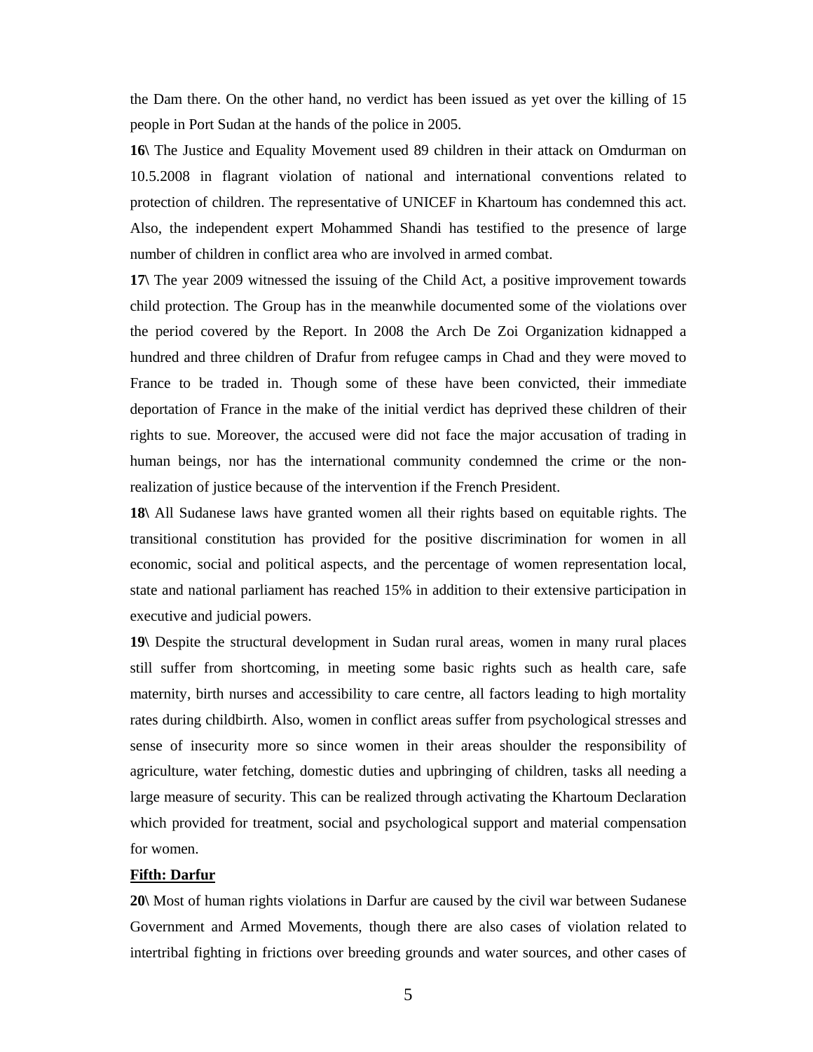the Dam there. On the other hand, no verdict has been issued as yet over the killing of 15 people in Port Sudan at the hands of the police in 2005.

**16\** The Justice and Equality Movement used 89 children in their attack on Omdurman on 10.5.2008 in flagrant violation of national and international conventions related to protection of children. The representative of UNICEF in Khartoum has condemned this act. Also, the independent expert Mohammed Shandi has testified to the presence of large number of children in conflict area who are involved in armed combat.

**17\** The year 2009 witnessed the issuing of the Child Act, a positive improvement towards child protection. The Group has in the meanwhile documented some of the violations over the period covered by the Report. In 2008 the Arch De Zoi Organization kidnapped a hundred and three children of Drafur from refugee camps in Chad and they were moved to France to be traded in. Though some of these have been convicted, their immediate deportation of France in the make of the initial verdict has deprived these children of their rights to sue. Moreover, the accused were did not face the major accusation of trading in human beings, nor has the international community condemned the crime or the non-realization of justice because of the intervention if the French President.

**18\** All Sudanese laws have granted women all their rights based on equitable rights. The transitional constitution has provided for the positive discrimination for women in all economic, social and political aspects, and the percentage of women representation local, state and national parliament has reached 15% in addition to their extensive participation in executive and judicial powers.

**19\** Despite the structural development in Sudan rural areas, women in many rural places still suffer from shortcoming, in meeting some basic rights such as health care, safe maternity, birth nurses and accessibility to care centre, all factors leading to high mortality rates during childbirth. Also, women in conflict areas suffer from psychological stresses and sense of insecurity more so since women in their areas shoulder the responsibility of agriculture, water fetching, domestic duties and upbringing of children, tasks all needing a large measure of security. This can be realized through activating the Khartoum Declaration which provided for treatment, social and psychological support and material compensation for women.

**Fifth: Darfur**

**20\** Most of human rights violations in Darfur are caused by the civil war between Sudanese Government and Armed Movements, though there are also cases of violation related to intertribal fighting in frictions over breeding grounds and water sources, and other cases of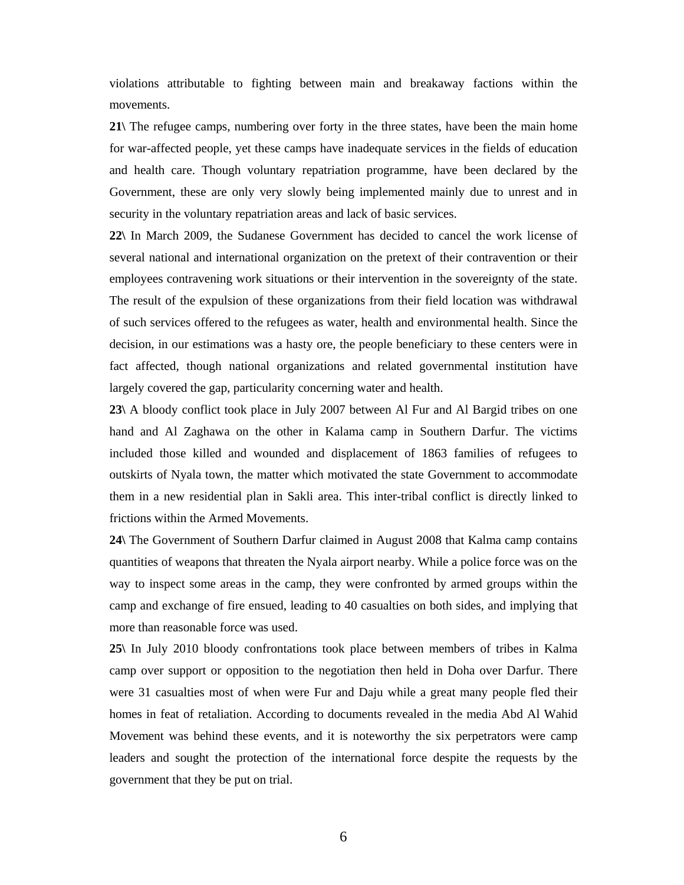violations attributable to fighting between main and breakaway factions within the movements.

**21\\** The refugee camps, numbering over forty in the three states, have been the main home for war-affected people, yet these camps have inadequate services in the fields of education and health care. Though voluntary repatriation programme, have been declared by the Government, these are only very slowly being implemented mainly due to unrest and in security in the voluntary repatriation areas and lack of basic services.

**22\\** In March 2009, the Sudanese Government has decided to cancel the work license of several national and international organization on the pretext of their contravention or their employees contravening work situations or their intervention in the sovereignty of the state. The result of the expulsion of these organizations from their field location was withdrawal of such services offered to the refugees as water, health and environmental health. Since the decision, in our estimations was a hasty ore, the people beneficiary to these centers were in fact affected, though national organizations and related governmental institution have largely covered the gap, particularity concerning water and health.

**23\\** A bloody conflict took place in July 2007 between Al Fur and Al Bargid tribes on one hand and Al Zaghawa on the other in Kalama camp in Southern Darfur. The victims included those killed and wounded and displacement of 1863 families of refugees to outskirts of Nyala town, the matter which motivated the state Government to accommodate them in a new residential plan in Sakli area. This inter-tribal conflict is directly linked to frictions within the Armed Movements.

**24\\** The Government of Southern Darfur claimed in August 2008 that Kalma camp contains quantities of weapons that threaten the Nyala airport nearby. While a police force was on the way to inspect some areas in the camp, they were confronted by armed groups within the camp and exchange of fire ensued, leading to 40 casualties on both sides, and implying that more than reasonable force was used.

**25\\** In July 2010 bloody confrontations took place between members of tribes in Kalma camp over support or opposition to the negotiation then held in Doha over Darfur. There were 31 casualties most of when were Fur and Daju while a great many people fled their homes in feat of retaliation. According to documents revealed in the media Abd Al Wahid Movement was behind these events, and it is noteworthy the six perpetrators were camp leaders and sought the protection of the international force despite the requests by the government that they be put on trial.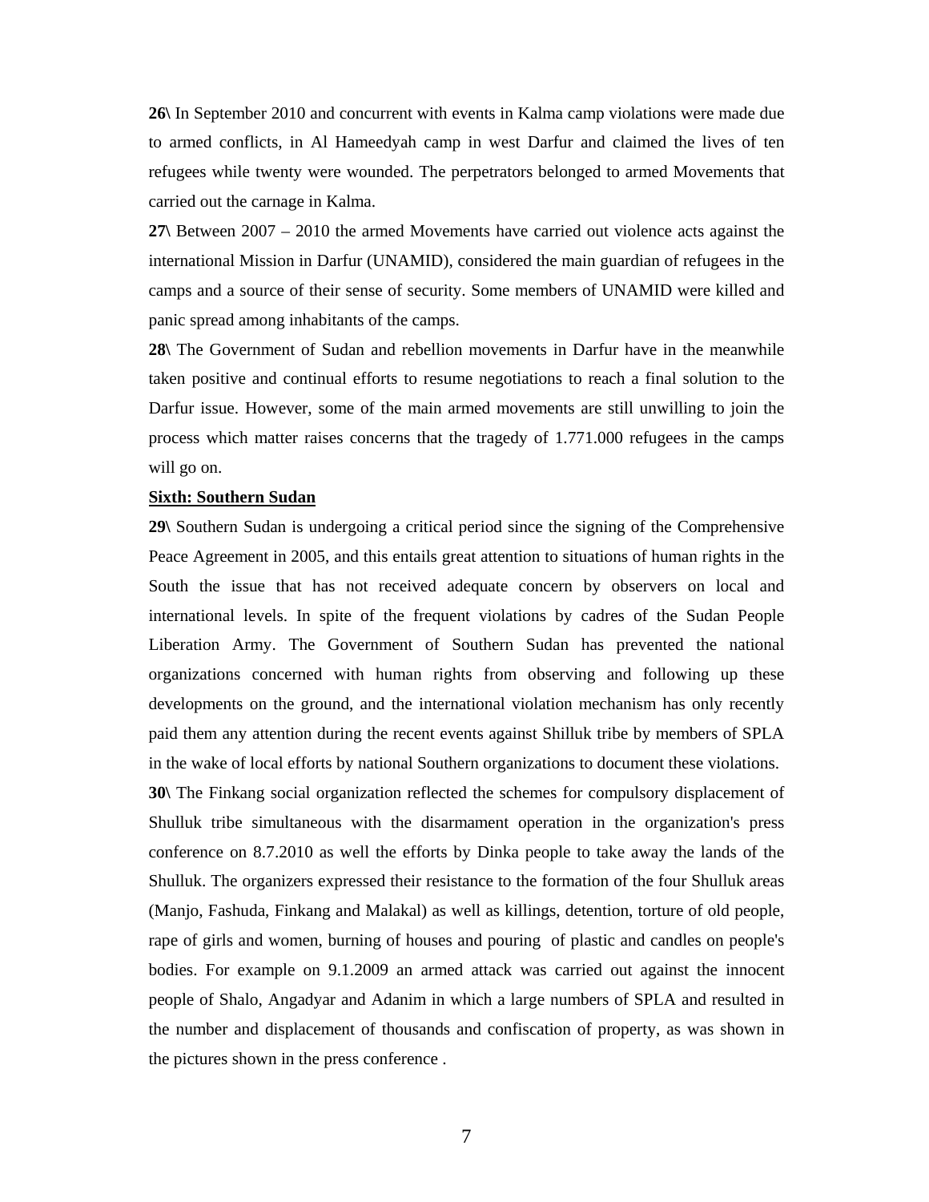**26\** In September 2010 and concurrent with events in Kalma camp violations were made due to armed conflicts, in Al Hameedyah camp in west Darfur and claimed the lives of ten refugees while twenty were wounded. The perpetrators belonged to armed Movements that carried out the carnage in Kalma.

**27\** Between 2007 – 2010 the armed Movements have carried out violence acts against the international Mission in Darfur (UNAMID), considered the main guardian of refugees in the camps and a source of their sense of security. Some members of UNAMID were killed and panic spread among inhabitants of the camps.

**28\** The Government of Sudan and rebellion movements in Darfur have in the meanwhile taken positive and continual efforts to resume negotiations to reach a final solution to the Darfur issue. However, some of the main armed movements are still unwilling to join the process which matter raises concerns that the tragedy of 1.771.000 refugees in the camps will go on.

**<u>Sixth: Southern Sudan</u>**

**29\** Southern Sudan is undergoing a critical period since the signing of the Comprehensive Peace Agreement in 2005, and this entails great attention to situations of human rights in the South the issue that has not received adequate concern by observers on local and international levels. In spite of the frequent violations by cadres of the Sudan People Liberation Army. The Government of Southern Sudan has prevented the national organizations concerned with human rights from observing and following up these developments on the ground, and the international violation mechanism has only recently paid them any attention during the recent events against Shilluk tribe by members of SPLA in the wake of local efforts by national Southern organizations to document these violations.

**30\** The Finkang social organization reflected the schemes for compulsory displacement of Shulluk tribe simultaneous with the disarmament operation in the organization's press conference on 8.7.2010 as well the efforts by Dinka people to take away the lands of the Shulluk. The organizers expressed their resistance to the formation of the four Shulluk areas (Manjo, Fashuda, Finkang and Malakal) as well as killings, detention, torture of old people, rape of girls and women, burning of houses and pouring of plastic and candles on people's bodies. For example on 9.1.2009 an armed attack was carried out against the innocent people of Shalo, Angadyar and Adanim in which a large numbers of SPLA and resulted in the number and displacement of thousands and confiscation of property, as was shown in the pictures shown in the press conference .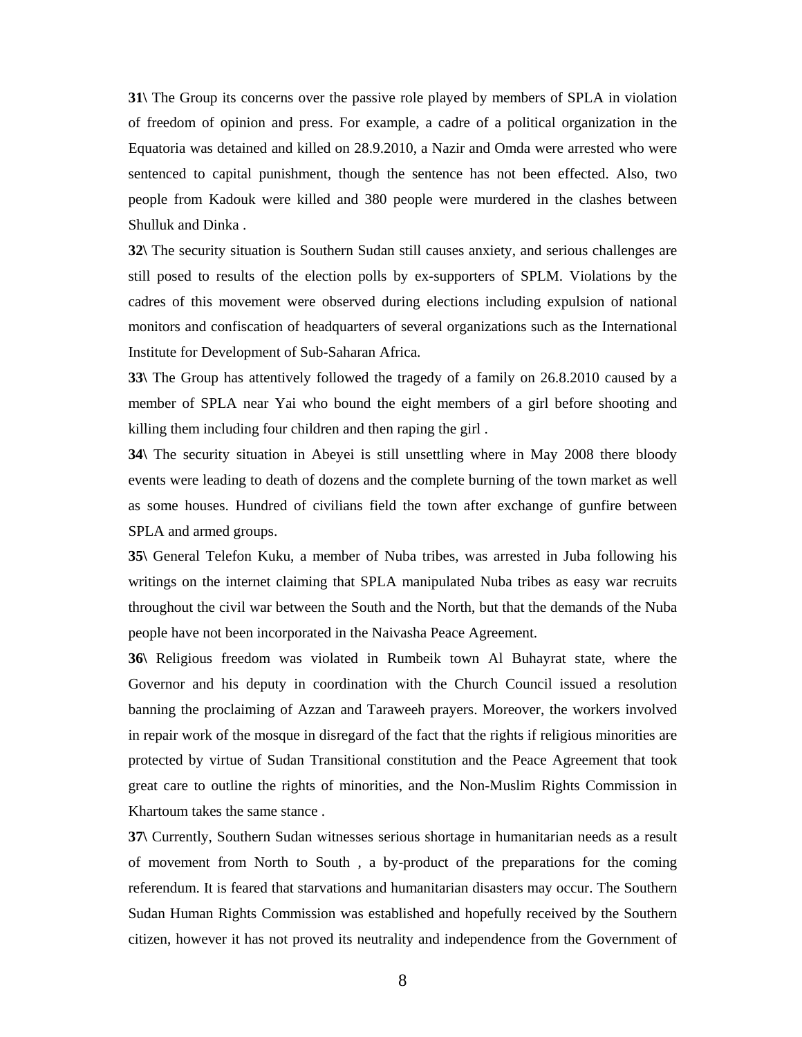**31\** The Group its concerns over the passive role played by members of SPLA in violation of freedom of opinion and press. For example, a cadre of a political organization in the Equatoria was detained and killed on 28.9.2010, a Nazir and Omda were arrested who were sentenced to capital punishment, though the sentence has not been effected. Also, two people from Kadouk were killed and 380 people were murdered in the clashes between Shulluk and Dinka .

**32\** The security situation is Southern Sudan still causes anxiety, and serious challenges are still posed to results of the election polls by ex-supporters of SPLM. Violations by the cadres of this movement were observed during elections including expulsion of national monitors and confiscation of headquarters of several organizations such as the International Institute for Development of Sub-Saharan Africa.

**33\** The Group has attentively followed the tragedy of a family on 26.8.2010 caused by a member of SPLA near Yai who bound the eight members of a girl before shooting and killing them including four children and then raping the girl .

**34\** The security situation in Abeyei is still unsettling where in May 2008 there bloody events were leading to death of dozens and the complete burning of the town market as well as some houses. Hundred of civilians field the town after exchange of gunfire between SPLA and armed groups.

**35\** General Telefon Kuku, a member of Nuba tribes, was arrested in Juba following his writings on the internet claiming that SPLA manipulated Nuba tribes as easy war recruits throughout the civil war between the South and the North, but that the demands of the Nuba people have not been incorporated in the Naivasha Peace Agreement.

**36\** Religious freedom was violated in Rumbeik town Al Buhayrat state, where the Governor and his deputy in coordination with the Church Council issued a resolution banning the proclaiming of Azzan and Taraweeh prayers. Moreover, the workers involved in repair work of the mosque in disregard of the fact that the rights if religious minorities are protected by virtue of Sudan Transitional constitution and the Peace Agreement that took great care to outline the rights of minorities, and the Non-Muslim Rights Commission in Khartoum takes the same stance .

**37\** Currently, Southern Sudan witnesses serious shortage in humanitarian needs as a result of movement from North to South , a by-product of the preparations for the coming referendum. It is feared that starvations and humanitarian disasters may occur. The Southern Sudan Human Rights Commission was established and hopefully received by the Southern citizen, however it has not proved its neutrality and independence from the Government of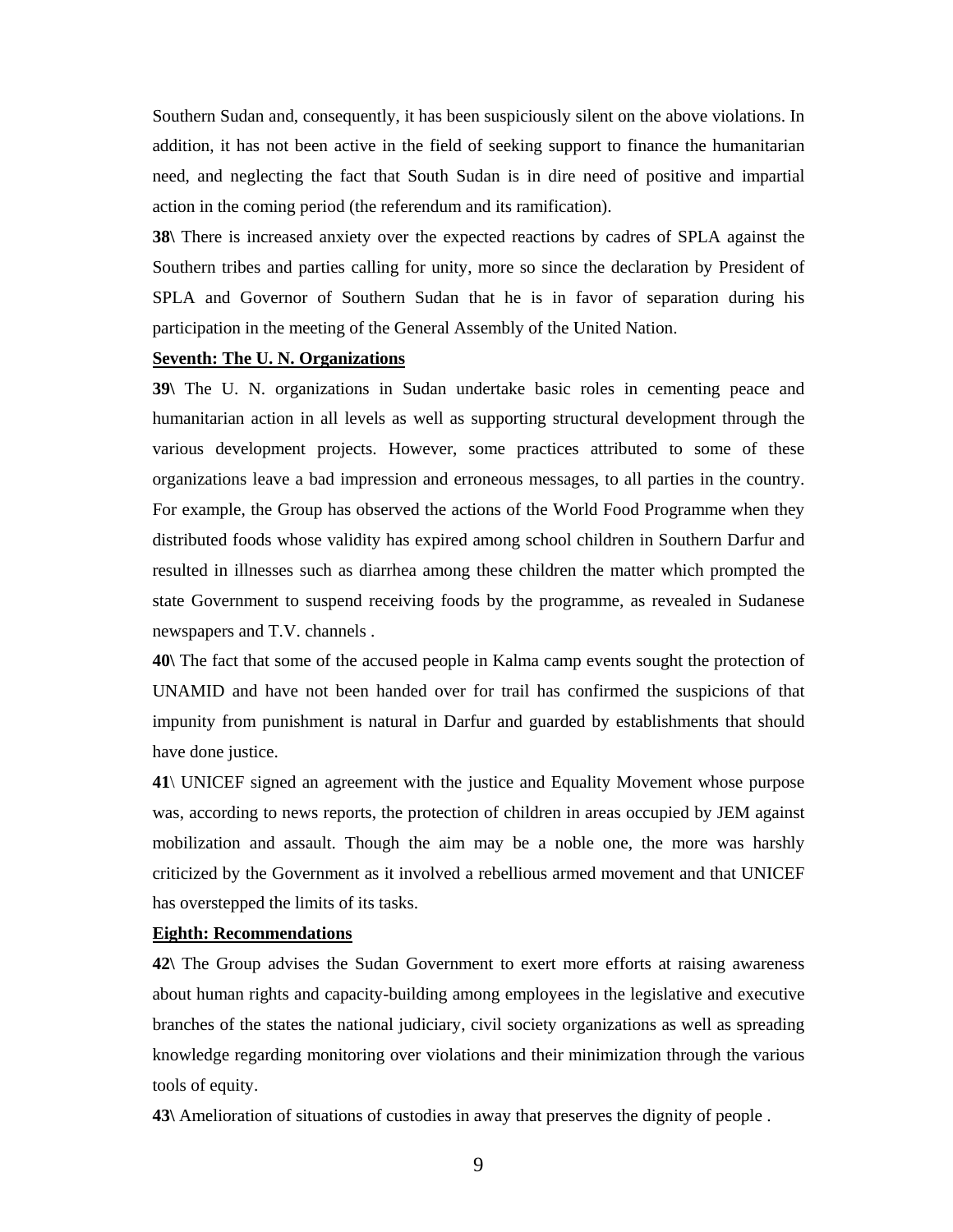Southern Sudan and, consequently, it has been suspiciously silent on the above violations. In addition, it has not been active in the field of seeking support to finance the humanitarian need, and neglecting the fact that South Sudan is in dire need of positive and impartial action in the coming period (the referendum and its ramification).

**38\** There is increased anxiety over the expected reactions by cadres of SPLA against the Southern tribes and parties calling for unity, more so since the declaration by President of SPLA and Governor of Southern Sudan that he is in favor of separation during his participation in the meeting of the General Assembly of the United Nation.

**Seventh: The U. N. Organizations**

**39\** The U. N. organizations in Sudan undertake basic roles in cementing peace and humanitarian action in all levels as well as supporting structural development through the various development projects. However, some practices attributed to some of these organizations leave a bad impression and erroneous messages, to all parties in the country. For example, the Group has observed the actions of the World Food Programme when they distributed foods whose validity has expired among school children in Southern Darfur and resulted in illnesses such as diarrhea among these children the matter which prompted the state Government to suspend receiving foods by the programme, as revealed in Sudanese newspapers and T.V. channels .

**40\** The fact that some of the accused people in Kalma camp events sought the protection of UNAMID and have not been handed over for trail has confirmed the suspicions of that impunity from punishment is natural in Darfur and guarded by establishments that should have done justice.

**41**\ UNICEF signed an agreement with the justice and Equality Movement whose purpose was, according to news reports, the protection of children in areas occupied by JEM against mobilization and assault. Though the aim may be a noble one, the more was harshly criticized by the Government as it involved a rebellious armed movement and that UNICEF has overstepped the limits of its tasks.

**Eighth: Recommendations**

**42\** The Group advises the Sudan Government to exert more efforts at raising awareness about human rights and capacity-building among employees in the legislative and executive branches of the states the national judiciary, civil society organizations as well as spreading knowledge regarding monitoring over violations and their minimization through the various tools of equity.

**43\** Amelioration of situations of custodies in away that preserves the dignity of people .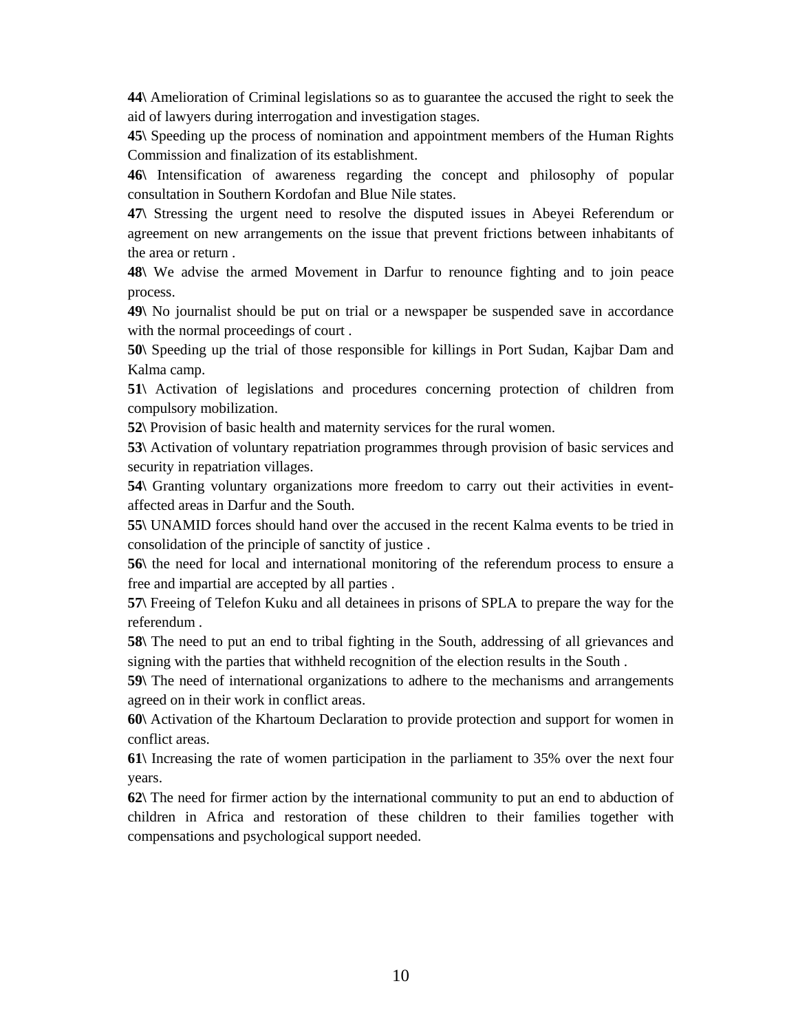**44\** Amelioration of Criminal legislations so as to guarantee the accused the right to seek the aid of lawyers during interrogation and investigation stages.

**45\** Speeding up the process of nomination and appointment members of the Human Rights Commission and finalization of its establishment.

**46\** Intensification of awareness regarding the concept and philosophy of popular consultation in Southern Kordofan and Blue Nile states.

**47\** Stressing the urgent need to resolve the disputed issues in Abeyei Referendum or agreement on new arrangements on the issue that prevent frictions between inhabitants of the area or return .

**48\** We advise the armed Movement in Darfur to renounce fighting and to join peace process.

**49\** No journalist should be put on trial or a newspaper be suspended save in accordance with the normal proceedings of court .

**50\** Speeding up the trial of those responsible for killings in Port Sudan, Kajbar Dam and Kalma camp.

**51\** Activation of legislations and procedures concerning protection of children from compulsory mobilization.

**52\** Provision of basic health and maternity services for the rural women.

**53\** Activation of voluntary repatriation programmes through provision of basic services and security in repatriation villages.

**54\** Granting voluntary organizations more freedom to carry out their activities in event-affected areas in Darfur and the South.

**55\** UNAMID forces should hand over the accused in the recent Kalma events to be tried in consolidation of the principle of sanctity of justice .

**56\** the need for local and international monitoring of the referendum process to ensure a free and impartial are accepted by all parties .

**57\** Freeing of Telefon Kuku and all detainees in prisons of SPLA to prepare the way for the referendum .

**58\** The need to put an end to tribal fighting in the South, addressing of all grievances and signing with the parties that withheld recognition of the election results in the South .

**59\** The need of international organizations to adhere to the mechanisms and arrangements agreed on in their work in conflict areas.

**60\** Activation of the Khartoum Declaration to provide protection and support for women in conflict areas.

**61\** Increasing the rate of women participation in the parliament to 35% over the next four years.

**62\** The need for firmer action by the international community to put an end to abduction of children in Africa and restoration of these children to their families together with compensations and psychological support needed.